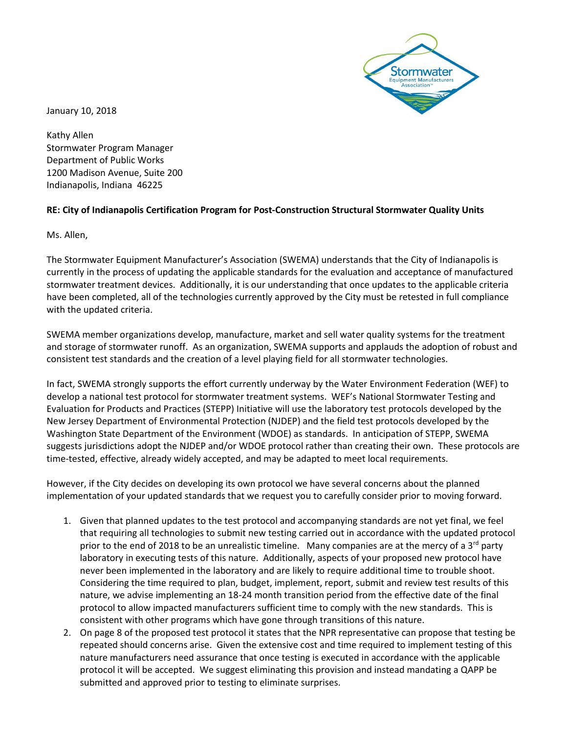January 10, 2018

Kathy Allen
Stormwater Program Manager
Department of Public Works
1200 Madison Avenue, Suite 200
Indianapolis, Indiana 46225

**RE: City of Indianapolis Certification Program for Post-Construction Structural Stormwater Quality Units**

Ms. Allen,

The Stormwater Equipment Manufacturer's Association (SWEMA) understands that the City of Indianapolis is currently in the process of updating the applicable standards for the evaluation and acceptance of manufactured stormwater treatment devices. Additionally, it is our understanding that once updates to the applicable criteria have been completed, all of the technologies currently approved by the City must be retested in full compliance with the updated criteria.

SWEMA member organizations develop, manufacture, market and sell water quality systems for the treatment and storage of stormwater runoff. As an organization, SWEMA supports and applauds the adoption of robust and consistent test standards and the creation of a level playing field for all stormwater technologies.

In fact, SWEMA strongly supports the effort currently underway by the Water Environment Federation (WEF) to develop a national test protocol for stormwater treatment systems. WEF's National Stormwater Testing and Evaluation for Products and Practices (STEPP) Initiative will use the laboratory test protocols developed by the New Jersey Department of Environmental Protection (NJDEP) and the field test protocols developed by the Washington State Department of the Environment (WDOE) as standards. In anticipation of STEPP, SWEMA suggests jurisdictions adopt the NJDEP and/or WDOE protocol rather than creating their own. These protocols are time-tested, effective, already widely accepted, and may be adapted to meet local requirements.

However, if the City decides on developing its own protocol we have several concerns about the planned implementation of your updated standards that we request you to carefully consider prior to moving forward.

1. Given that planned updates to the test protocol and accompanying standards are not yet final, we feel that requiring all technologies to submit new testing carried out in accordance with the updated protocol prior to the end of 2018 to be an unrealistic timeline. Many companies are at the mercy of a 3rd party laboratory in executing tests of this nature. Additionally, aspects of your proposed new protocol have never been implemented in the laboratory and are likely to require additional time to trouble shoot. Considering the time required to plan, budget, implement, report, submit and review test results of this nature, we advise implementing an 18-24 month transition period from the effective date of the final protocol to allow impacted manufacturers sufficient time to comply with the new standards. This is consistent with other programs which have gone through transitions of this nature.
2. On page 8 of the proposed test protocol it states that the NPR representative can propose that testing be repeated should concerns arise. Given the extensive cost and time required to implement testing of this nature manufacturers need assurance that once testing is executed in accordance with the applicable protocol it will be accepted. We suggest eliminating this provision and instead mandating a QAPP be submitted and approved prior to testing to eliminate surprises.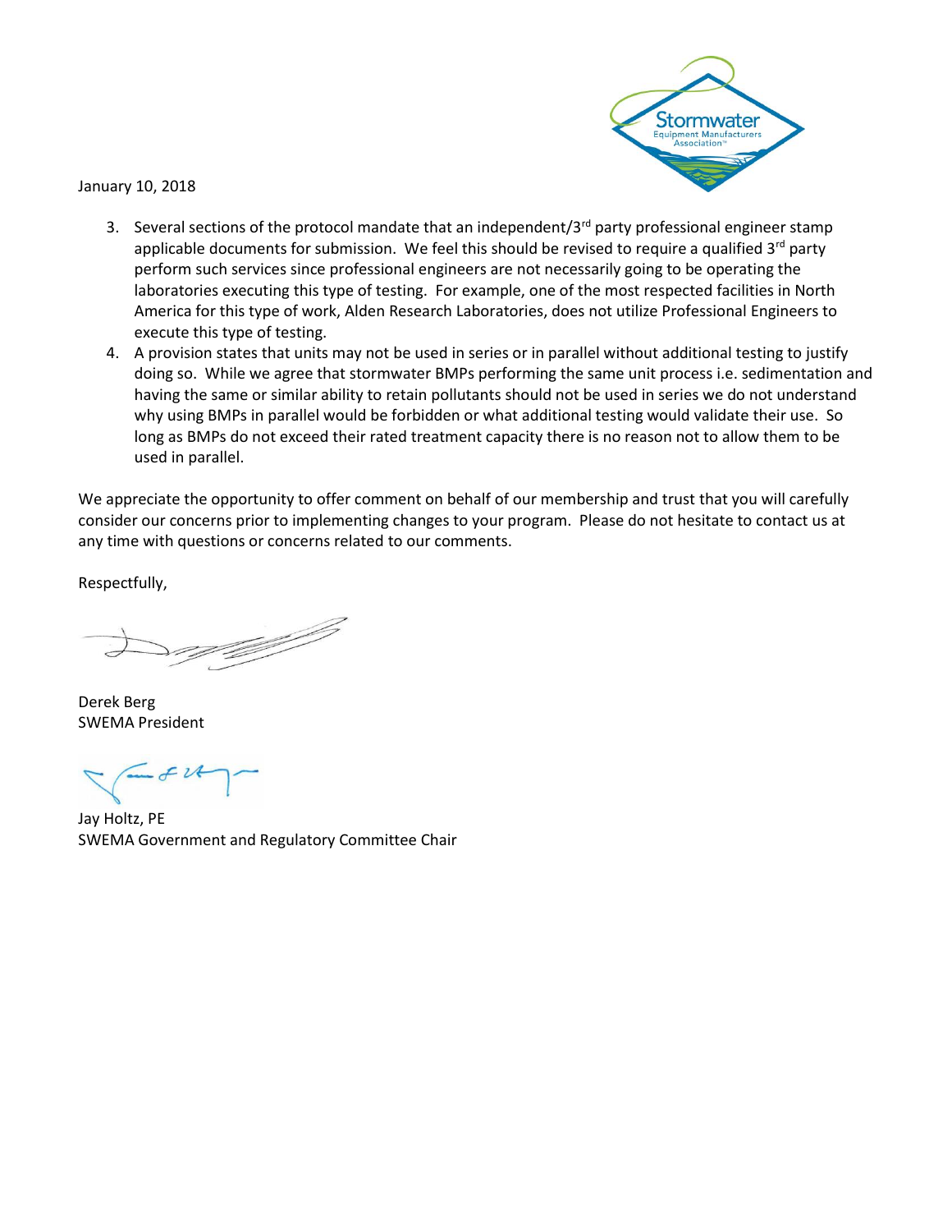January 10, 2018

3. Several sections of the protocol mandate that an independent/3rd party professional engineer stamp applicable documents for submission. We feel this should be revised to require a qualified 3rd party perform such services since professional engineers are not necessarily going to be operating the laboratories executing this type of testing. For example, one of the most respected facilities in North America for this type of work, Alden Research Laboratories, does not utilize Professional Engineers to execute this type of testing.
4. A provision states that units may not be used in series or in parallel without additional testing to justify doing so. While we agree that stormwater BMPs performing the same unit process i.e. sedimentation and having the same or similar ability to retain pollutants should not be used in series we do not understand why using BMPs in parallel would be forbidden or what additional testing would validate their use. So long as BMPs do not exceed their rated treatment capacity there is no reason not to allow them to be used in parallel.

We appreciate the opportunity to offer comment on behalf of our membership and trust that you will carefully consider our concerns prior to implementing changes to your program. Please do not hesitate to contact us at any time with questions or concerns related to our comments.

Respectfully,

Derek Berg
SWEMA President

Jay Holtz, PE
SWEMA Government and Regulatory Committee Chair